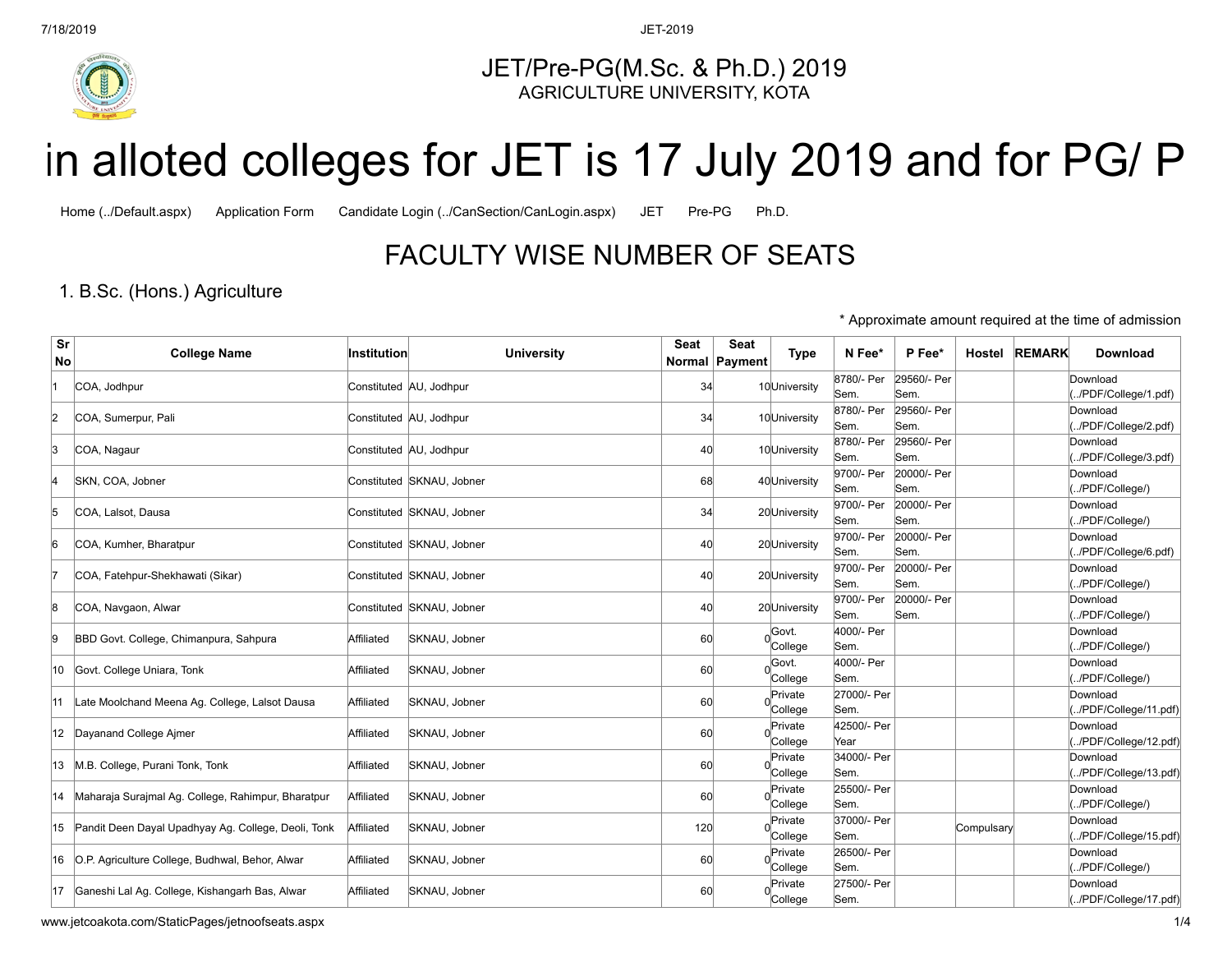# JET/Pre-PG(M.Sc. & Ph.D.) 2019

AGRICULTURE UNIVERSITY, KOTA

in alloted colleges for JET is 17 July 2019 and for PG/ P

Home (../Default.aspx) Application Form Candidate Login (../CanSection/CanLogin.aspx) JET Pre-PG Ph.D.

## FACULTY WISE NUMBER OF SEATS

### 1. B.Sc. (Hons.) Agriculture

* Approximate amount required at the time of admission

| Sr No | College Name | Institution | University | Seat Normal | Seat Payment | Type | N Fee* | P Fee* | Hostel | REMARK | Download |
|---|---|---|---|---|---|---|---|---|---|---|---|
| 1 | COA, Jodhpur | Constituted | AU, Jodhpur | 34 | 10 | University | 8780/- Per Sem. | 29560/- Per Sem. | | | Download (../PDF/College/1.pdf) |
| 2 | COA, Sumerpur, Pali | Constituted | AU, Jodhpur | 34 | 10 | University | 8780/- Per Sem. | 29560/- Per Sem. | | | Download (../PDF/College/2.pdf) |
| 3 | COA, Nagaur | Constituted | AU, Jodhpur | 40 | 10 | University | 8780/- Per Sem. | 29560/- Per Sem. | | | Download (../PDF/College/3.pdf) |
| 4 | SKN, COA, Jobner | Constituted | SKNAU, Jobner | 68 | 40 | University | 9700/- Per Sem. | 20000/- Per Sem. | | | Download (../PDF/College/) |
| 5 | COA, Lalsot, Dausa | Constituted | SKNAU, Jobner | 34 | 20 | University | 9700/- Per Sem. | 20000/- Per Sem. | | | Download (../PDF/College/) |
| 6 | COA, Kumher, Bharatpur | Constituted | SKNAU, Jobner | 40 | 20 | University | 9700/- Per Sem. | 20000/- Per Sem. | | | Download (../PDF/College/6.pdf) |
| 7 | COA, Fatehpur-Shekhawati (Sikar) | Constituted | SKNAU, Jobner | 40 | 20 | University | 9700/- Per Sem. | 20000/- Per Sem. | | | Download (../PDF/College/) |
| 8 | COA, Navgaon, Alwar | Constituted | SKNAU, Jobner | 40 | 20 | University | 9700/- Per Sem. | 20000/- Per Sem. | | | Download (../PDF/College/) |
| 9 | BBD Govt. College, Chimanpura, Sahpura | Affiliated | SKNAU, Jobner | 60 | 0 | Govt. College | 4000/- Per Sem. | | | | Download (../PDF/College/) |
| 10 | Govt. College Uniara, Tonk | Affiliated | SKNAU, Jobner | 60 | 0 | Govt. College | 4000/- Per Sem. | | | | Download (../PDF/College/) |
| 11 | Late Moolchand Meena Ag. College, Lalsot Dausa | Affiliated | SKNAU, Jobner | 60 | 0 | Private College | 27000/- Per Sem. | | | | Download (../PDF/College/11.pdf) |
| 12 | Dayanand College Ajmer | Affiliated | SKNAU, Jobner | 60 | 0 | Private College | 42500/- Per Year | | | | Download (../PDF/College/12.pdf) |
| 13 | M.B. College, Purani Tonk, Tonk | Affiliated | SKNAU, Jobner | 60 | 0 | Private College | 34000/- Per Sem. | | | | Download (../PDF/College/13.pdf) |
| 14 | Maharaja Surajmal Ag. College, Rahimpur, Bharatpur | Affiliated | SKNAU, Jobner | 60 | 0 | Private College | 25500/- Per Sem. | | | | Download (../PDF/College/) |
| 15 | Pandit Deen Dayal Upadhyay Ag. College, Deoli, Tonk | Affiliated | SKNAU, Jobner | 120 | 0 | Private College | 37000/- Per Sem. | | Compulsary | | Download (../PDF/College/15.pdf) |
| 16 | O.P. Agriculture College, Budhwal, Behor, Alwar | Affiliated | SKNAU, Jobner | 60 | 0 | Private College | 26500/- Per Sem. | | | | Download (../PDF/College/) |
| 17 | Ganeshi Lal Ag. College, Kishangarh Bas, Alwar | Affiliated | SKNAU, Jobner | 60 | 0 | Private College | 27500/- Per Sem. | | | | Download (../PDF/College/17.pdf) |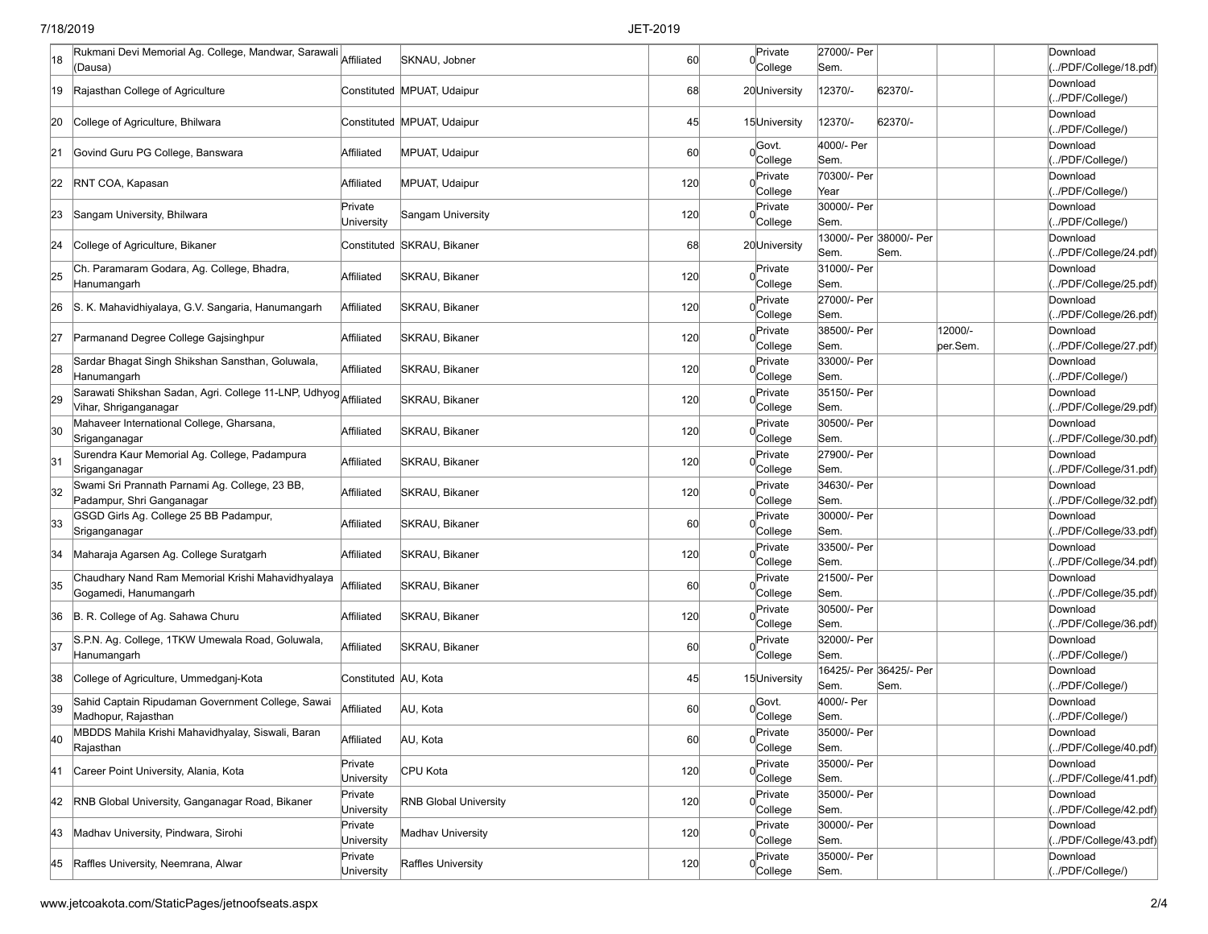| | | | | | | | | | | | |
|---|---|---|---|---|---|---|---|---|---|---|---|
| 18 | Rukmani Devi Memorial Ag. College, Mandwar, Sarawali (Dausa) | Affiliated | SKNAU, Jobner | 60 | 0 | Private College | 27000/- Per Sem. | | | | Download (../PDF/College/18.pdf) |
| 19 | Rajasthan College of Agriculture | Constituted | MPUAT, Udaipur | 68 | 20 | University | 12370/- | 62370/- | | | Download (../PDF/College/) |
| 20 | College of Agriculture, Bhilwara | Constituted | MPUAT, Udaipur | 45 | 15 | University | 12370/- | 62370/- | | | Download (../PDF/College/) |
| 21 | Govind Guru PG College, Banswara | Affiliated | MPUAT, Udaipur | 60 | 0 | Govt. College | 4000/- Per Sem. | | | | Download (../PDF/College/) |
| 22 | RNT COA, Kapasan | Affiliated | MPUAT, Udaipur | 120 | 0 | Private College | 70300/- Per Year | | | | Download (../PDF/College/) |
| 23 | Sangam University, Bhilwara | Private University | Sangam University | 120 | 0 | Private College | 30000/- Per Sem. | | | | Download (../PDF/College/) |
| 24 | College of Agriculture, Bikaner | Constituted | SKRAU, Bikaner | 68 | 20 | University | 13000/- Per Sem. | 38000/- Per Sem. | | | Download (../PDF/College/24.pdf) |
| 25 | Ch. Paramaram Godara, Ag. College, Bhadra, Hanumangarh | Affiliated | SKRAU, Bikaner | 120 | 0 | Private College | 31000/- Per Sem. | | | | Download (../PDF/College/25.pdf) |
| 26 | S. K. Mahavidhiyalaya, G.V. Sangaria, Hanumangarh | Affiliated | SKRAU, Bikaner | 120 | 0 | Private College | 27000/- Per Sem. | | | | Download (../PDF/College/26.pdf) |
| 27 | Parmanand Degree College Gajsinghpur | Affiliated | SKRAU, Bikaner | 120 | 0 | Private College | 38500/- Per Sem. | | 12000/- per.Sem. | | Download (../PDF/College/27.pdf) |
| 28 | Sardar Bhagat Singh Shikshan Sansthan, Goluwala, Hanumangarh | Affiliated | SKRAU, Bikaner | 120 | 0 | Private College | 33000/- Per Sem. | | | | Download (../PDF/College/) |
| 29 | Sarawati Shikshan Sadan, Agri. College 11-LNP, Udhyog Vihar, Shriganganagar | Affiliated | SKRAU, Bikaner | 120 | 0 | Private College | 35150/- Per Sem. | | | | Download (../PDF/College/29.pdf) |
| 30 | Mahaveer International College, Gharsana, Sriganganagar | Affiliated | SKRAU, Bikaner | 120 | 0 | Private College | 30500/- Per Sem. | | | | Download (../PDF/College/30.pdf) |
| 31 | Surendra Kaur Memorial Ag. College, Padampura Sriganganagar | Affiliated | SKRAU, Bikaner | 120 | 0 | Private College | 27900/- Per Sem. | | | | Download (../PDF/College/31.pdf) |
| 32 | Swami Sri Prannath Parnami Ag. College, 23 BB, Padampur, Shri Ganganagar | Affiliated | SKRAU, Bikaner | 120 | 0 | Private College | 34630/- Per Sem. | | | | Download (../PDF/College/32.pdf) |
| 33 | GSGD Girls Ag. College 25 BB Padampur, Sriganganagar | Affiliated | SKRAU, Bikaner | 60 | 0 | Private College | 30000/- Per Sem. | | | | Download (../PDF/College/33.pdf) |
| 34 | Maharaja Agarsen Ag. College Suratgarh | Affiliated | SKRAU, Bikaner | 120 | 0 | Private College | 33500/- Per Sem. | | | | Download (../PDF/College/34.pdf) |
| 35 | Chaudhary Nand Ram Memorial Krishi Mahavidhyalaya Gogamedi, Hanumangarh | Affiliated | SKRAU, Bikaner | 60 | 0 | Private College | 21500/- Per Sem. | | | | Download (../PDF/College/35.pdf) |
| 36 | B. R. College of Ag. Sahawa Churu | Affiliated | SKRAU, Bikaner | 120 | 0 | Private College | 30500/- Per Sem. | | | | Download (../PDF/College/36.pdf) |
| 37 | S.P.N. Ag. College, 1TKW Umewala Road, Goluwala, Hanumangarh | Affiliated | SKRAU, Bikaner | 60 | 0 | Private College | 32000/- Per Sem. | | | | Download (../PDF/College/) |
| 38 | College of Agriculture, Ummedganj-Kota | Constituted | AU, Kota | 45 | 15 | University | 16425/- Per Sem. | 36425/- Per Sem. | | | Download (../PDF/College/) |
| 39 | Sahid Captain Ripudaman Government College, Sawai Madhopur, Rajasthan | Affiliated | AU, Kota | 60 | 0 | Govt. College | 4000/- Per Sem. | | | | Download (../PDF/College/) |
| 40 | MBDDS Mahila Krishi Mahavidhyalay, Siswali, Baran Rajasthan | Affiliated | AU, Kota | 60 | 0 | Private College | 35000/- Per Sem. | | | | Download (../PDF/College/40.pdf) |
| 41 | Career Point University, Alania, Kota | Private University | CPU Kota | 120 | 0 | Private College | 35000/- Per Sem. | | | | Download (../PDF/College/41.pdf) |
| 42 | RNB Global University, Ganganagar Road, Bikaner | Private University | RNB Global University | 120 | 0 | Private College | 35000/- Per Sem. | | | | Download (../PDF/College/42.pdf) |
| 43 | Madhav University, Pindwara, Sirohi | Private University | Madhav University | 120 | 0 | Private College | 30000/- Per Sem. | | | | Download (../PDF/College/43.pdf) |
| 45 | Raffles University, Neemrana, Alwar | Private University | Raffles University | 120 | 0 | Private College | 35000/- Per Sem. | | | | Download (../PDF/College/) |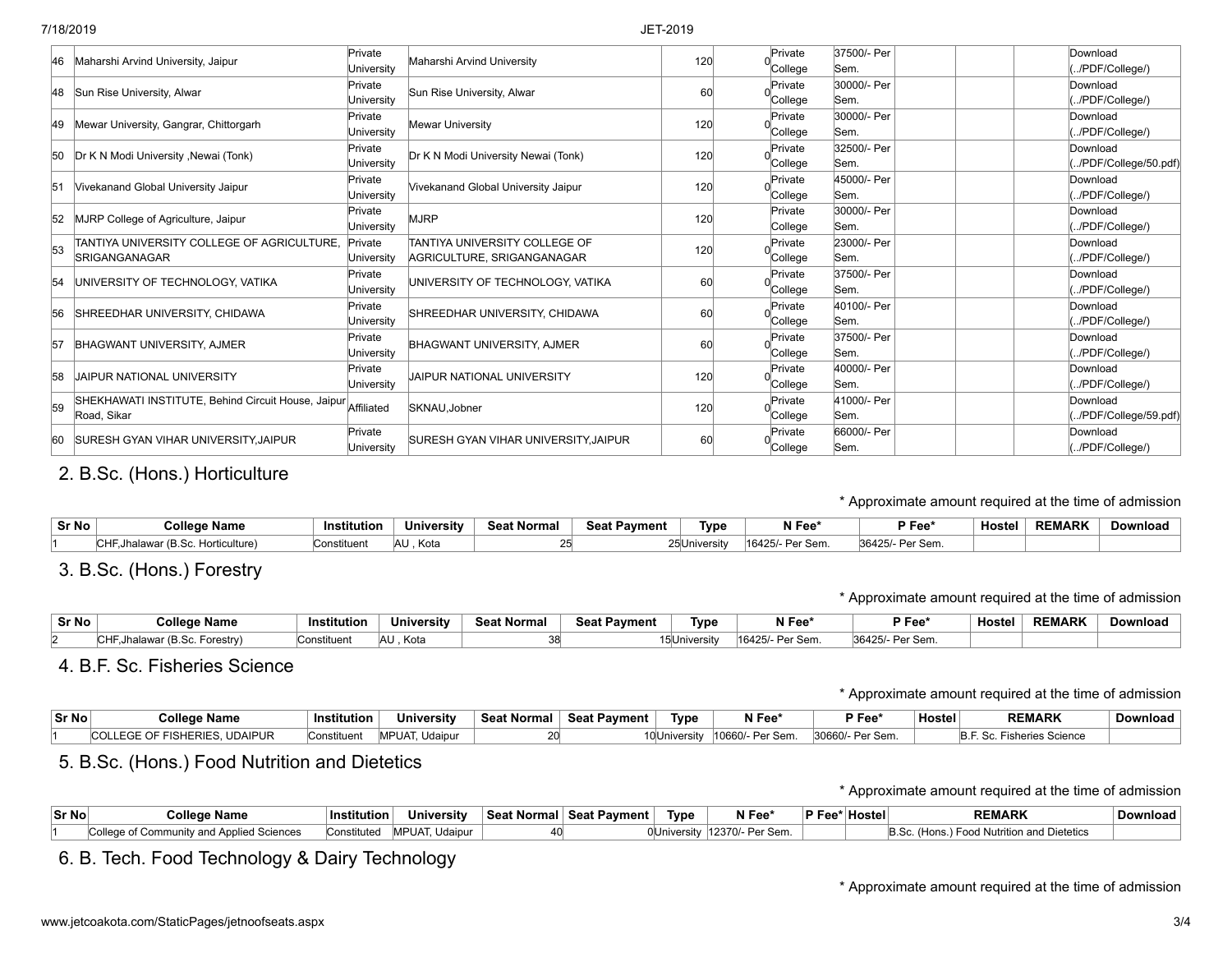| | | | | | | | | | | | |
|---|---|---|---|---|---|---|---|---|---|---|---|
| 46 | Maharshi Arvind University, Jaipur | Private University | Maharshi Arvind University | 120 | 0 | Private College | 37500/- Per Sem. | | | | Download (../PDF/College/) |
| 48 | Sun Rise University, Alwar | Private University | Sun Rise University, Alwar | 60 | 0 | Private College | 30000/- Per Sem. | | | | Download (../PDF/College/) |
| 49 | Mewar University, Gangrar, Chittorgarh | Private University | Mewar University | 120 | 0 | Private College | 30000/- Per Sem. | | | | Download (../PDF/College/) |
| 50 | Dr K N Modi University ,Newai (Tonk) | Private University | Dr K N Modi University Newai (Tonk) | 120 | 0 | Private College | 32500/- Per Sem. | | | | Download (../PDF/College/50.pdf) |
| 51 | Vivekanand Global University Jaipur | Private University | Vivekanand Global University Jaipur | 120 | 0 | Private College | 45000/- Per Sem. | | | | Download (../PDF/College/) |
| 52 | MJRP College of Agriculture, Jaipur | Private University | MJRP | 120 | | Private College | 30000/- Per Sem. | | | | Download (../PDF/College/) |
| 53 | TANTIYA UNIVERSITY COLLEGE OF AGRICULTURE, SRIGANGANAGAR | Private University | TANTIYA UNIVERSITY COLLEGE OF AGRICULTURE, SRIGANGANAGAR | 120 | 0 | Private College | 23000/- Per Sem. | | | | Download (../PDF/College/) |
| 54 | UNIVERSITY OF TECHNOLOGY, VATIKA | Private University | UNIVERSITY OF TECHNOLOGY, VATIKA | 60 | 0 | Private College | 37500/- Per Sem. | | | | Download (../PDF/College/) |
| 56 | SHREEDHAR UNIVERSITY, CHIDAWA | Private University | SHREEDHAR UNIVERSITY, CHIDAWA | 60 | 0 | Private College | 40100/- Per Sem. | | | | Download (../PDF/College/) |
| 57 | BHAGWANT UNIVERSITY, AJMER | Private University | BHAGWANT UNIVERSITY, AJMER | 60 | 0 | Private College | 37500/- Per Sem. | | | | Download (../PDF/College/) |
| 58 | JAIPUR NATIONAL UNIVERSITY | Private University | JAIPUR NATIONAL UNIVERSITY | 120 | 0 | Private College | 40000/- Per Sem. | | | | Download (../PDF/College/) |
| 59 | SHEKHAWATI INSTITUTE, Behind Circuit House, Jaipur Road, Sikar | Affiliated | SKNAU,Jobner | 120 | 0 | Private College | 41000/- Per Sem. | | | | Download (../PDF/College/59.pdf) |
| 60 | SURESH GYAN VIHAR UNIVERSITY,JAIPUR | Private University | SURESH GYAN VIHAR UNIVERSITY,JAIPUR | 60 | 0 | Private College | 66000/- Per Sem. | | | | Download (../PDF/College/) |

## 2. B.Sc. (Hons.) Horticulture

\* Approximate amount required at the time of admission

| Sr No | College Name | Institution | University | Seat Normal | Seat Payment | Type | N Fee* | P Fee* | Hostel | REMARK | Download |
|---|---|---|---|---|---|---|---|---|---|---|---|
| 1 | CHF,Jhalawar (B.Sc. Horticulture) | Constituent | AU , Kota | 25 | 25 | University | 16425/- Per Sem. | 36425/- Per Sem. | | | |

## 3. B.Sc. (Hons.) Forestry

\* Approximate amount required at the time of admission

| Sr No | College Name | Institution | University | Seat Normal | Seat Payment | Type | N Fee* | P Fee* | Hostel | REMARK | Download |
|---|---|---|---|---|---|---|---|---|---|---|---|
| 2 | CHF,Jhalawar (B.Sc. Forestry) | Constituent | AU , Kota | 38 | 15 | University | 16425/- Per Sem. | 36425/- Per Sem. | | | |

## 4. B.F. Sc. Fisheries Science

\* Approximate amount required at the time of admission

| Sr No | College Name | Institution | University | Seat Normal | Seat Payment | Type | N Fee* | P Fee* | Hostel | REMARK | Download |
|---|---|---|---|---|---|---|---|---|---|---|---|
| 1 | COLLEGE OF FISHERIES, UDAIPUR | Constituent | MPUAT, Udaipur | 20 | 10 | University | 10660/- Per Sem. | 30660/- Per Sem. | | B.F. Sc. Fisheries Science | |

## 5. B.Sc. (Hons.) Food Nutrition and Dietetics

\* Approximate amount required at the time of admission

| Sr No | College Name | Institution | University | Seat Normal | Seat Payment | Type | N Fee* | P Fee* | Hostel | REMARK | Download |
|---|---|---|---|---|---|---|---|---|---|---|---|
| 1 | College of Community and Applied Sciences | Constituted | MPUAT, Udaipur | 40 | 0 | University | 12370/- Per Sem. | | | B.Sc. (Hons.) Food Nutrition and Dietetics | |

## 6. B. Tech. Food Technology & Dairy Technology

\* Approximate amount required at the time of admission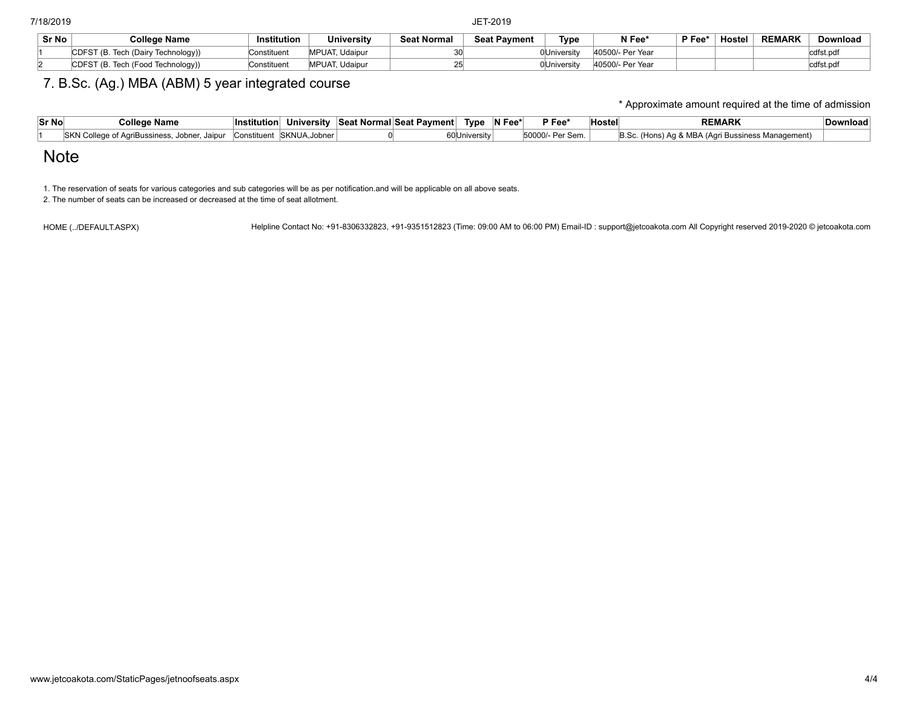| Sr No | College Name | Institution | University | Seat Normal | Seat Payment | Type | N Fee* | P Fee* | Hostel | REMARK | Download |
|---|---|---|---|---|---|---|---|---|---|---|---|
| 1 | CDFST (B. Tech (Dairy Technology)) | Constituent | MPUAT, Udaipur | 30 | 0 | University | 40500/- Per Year | | | | cdfst.pdf |
| 2 | CDFST (B. Tech (Food Technology)) | Constituent | MPUAT, Udaipur | 25 | 0 | University | 40500/- Per Year | | | | cdfst.pdf |

## 7. B.Sc. (Ag.) MBA (ABM) 5 year integrated course

\* Approximate amount required at the time of admission

| Sr No | College Name | Institution | University | Seat Normal | Seat Payment | Type | N Fee* | P Fee* | Hostel | REMARK | Download |
|---|---|---|---|---|---|---|---|---|---|---|---|
| 1 | SKN College of AgriBussiness, Jobner, Jaipur | Constituent | SKNUA,Jobner | 0 | 60 | University | | 50000/- Per Sem. | | B.Sc. (Hons) Ag & MBA (Agri Bussiness Management) | |

## Note

1. The reservation of seats for various categories and sub categories will be as per notification.and will be applicable on all above seats.
2. The number of seats can be increased or decreased at the time of seat allotment.

HOME (../DEFAULT.ASPX)

Helpline Contact No: +91-8306332823, +91-9351512823 (Time: 09:00 AM to 06:00 PM) Email-ID : support@jetcoakota.com All Copyright reserved 2019-2020 © jetcoakota.com